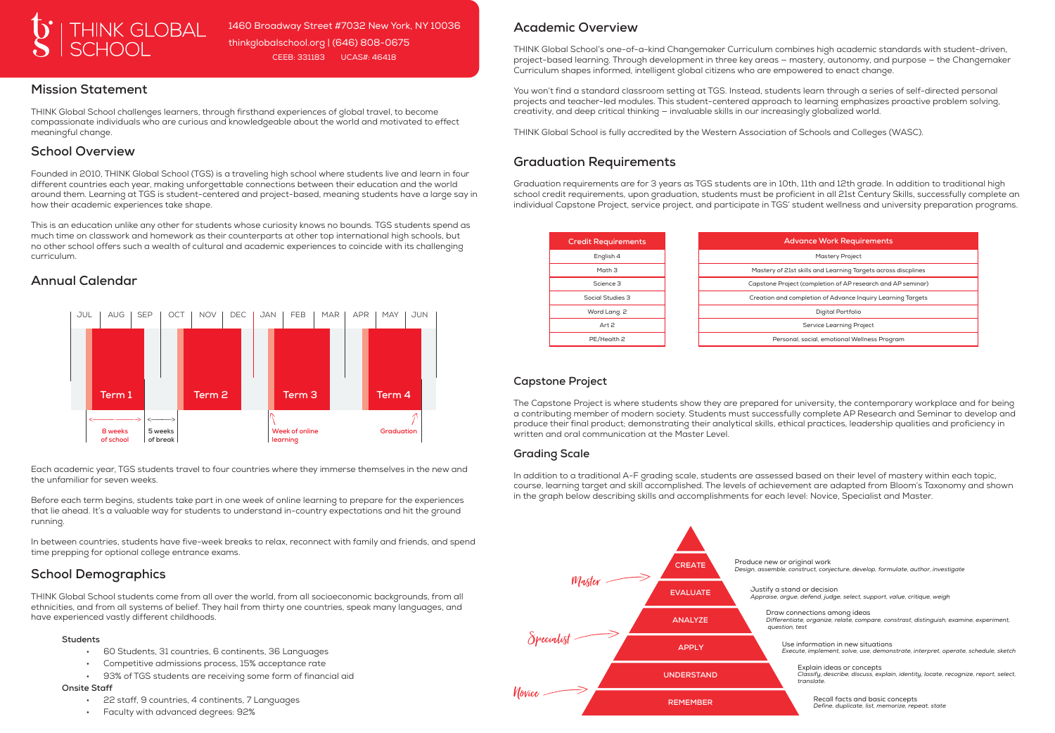# THINK GLOBAL SCHOOL

1460 Broadway Street #7032 New York, NY 10036
thinkglobalschool.org | (646) 808-0675
CEEB: 331183 UCAS#: 46418

## Mission Statement

THINK Global School challenges learners, through firsthand experiences of global travel, to become compassionate individuals who are curious and knowledgeable about the world and motivated to effect meaningful change.

## School Overview

Founded in 2010, THINK Global School (TGS) is a traveling high school where students live and learn in four different countries each year, making unforgettable connections between their education and the world around them. Learning at TGS is student-centered and project-based, meaning students have a large say in how their academic experiences take shape.

This is an education unlike any other for students whose curiosity knows no bounds. TGS students spend as much time on classwork and homework as their counterparts at other top international high schools, but no other school offers such a wealth of cultural and academic experiences to coincide with its challenging curriculum.

## Annual Calendar

JUL | AUG | SEP | OCT | NOV | DEC | JAN | FEB | MAR | APR | MAY | JUN

Term 1 | Term 2 | Term 3 | Term 4

8 weeks of school | 5 weeks of break | Week of online learning | Graduation

Each academic year, TGS students travel to four countries where they immerse themselves in the new and the unfamiliar for seven weeks.

Before each term begins, students take part in one week of online learning to prepare for the experiences that lie ahead. It's a valuable way for students to understand in-country expectations and hit the ground running.

In between countries, students have five-week breaks to relax, reconnect with family and friends, and spend time prepping for optional college entrance exams.

## School Demographics

THINK Global School students come from all over the world, from all socioeconomic backgrounds, from all ethnicities, and from all systems of belief. They hail from thirty one countries, speak many languages, and have experienced vastly different childhoods.

**Students**

- 60 Students, 31 countries, 6 continents, 36 Languages
- Competitive admissions process, 15% acceptance rate
- 93% of TGS students are receiving some form of financial aid

**Onsite Staff**

- 22 staff, 9 countries, 4 continents, 7 Languages
- Faculty with advanced degrees: 92%

## Academic Overview

THINK Global School's one-of-a-kind Changemaker Curriculum combines high academic standards with student-driven, project-based learning. Through development in three key areas – mastery, autonomy, and purpose – the Changemaker Curriculum shapes informed, intelligent global citizens who are empowered to enact change.

You won't find a standard classroom setting at TGS. Instead, students learn through a series of self-directed personal projects and teacher-led modules. This student-centered approach to learning emphasizes proactive problem solving, creativity, and deep critical thinking – invaluable skills in our increasingly globalized world.

THINK Global School is fully accredited by the Western Association of Schools and Colleges (WASC).

## Graduation Requirements

Graduation requirements are for 3 years as TGS students are in 10th, 11th and 12th grade. In addition to traditional high school credit requirements, upon graduation, students must be proficient in all 21st Century Skills, successfully complete an individual Capstone Project, service project, and participate in TGS' student wellness and university preparation programs.

| Credit Requirements |
|---|
| English 4 |
| Math 3 |
| Science 3 |
| Social Studies 3 |
| Word Lang. 2 |
| Art 2 |
| PE/Health 2 |

| Advance Work Requirements |
|---|
| Mastery Project |
| Mastery of 21st skills and Learning Targets across discplines |
| Capstone Project (completion of AP research and AP seminar) |
| Creation and completion of Advance Inquiry Learning Targets |
| Digital Portfolio |
| Service Learning Project |
| Personal, social, emotional Wellness Program |

## Capstone Project

The Capstone Project is where students show they are prepared for university, the contemporary workplace and for being a contributing member of modern society. Students must successfully complete AP Research and Seminar to develop and produce their final product; demonstrating their analytical skills, ethical practices, leadership qualities and proficiency in written and oral communication at the Master Level.

## Grading Scale

In addition to a traditional A-F grading scale, students are assessed based on their level of mastery within each topic, course, learning target and skill accomplished. The levels of achievement are adapted from Bloom's Taxonomy and shown in the graph below describing skills and accomplishments for each level: Novice, Specialist and Master.

| Level | Stage | Description |
|---|---|---|
| Master | CREATE | Produce new or original work *Design, assemble, construct, conjecture, develop, formulate, author, investigate* |
| | EVALUATE | Justify a stand or decision *Appraise, argue, defend, judge, select, support, value, critique, weigh* |
| | ANALYZE | Draw connections among ideas *Differentiate, organize, relate, compare, constrast, distinguish, examine, experiment, question, test* |
| Specialist | APPLY | Use information in new situations *Execute, implement, solve, use, demonstrate, interpret, operate, schedule, sketch* |
| | UNDERSTAND | Explain ideas or concepts *Classify, describe, discuss, explain, identify, locate, recognize, report, select, translate.* |
| Novice | REMEMBER | Recall facts and basic concepts *Define, duplicate, list, memorize, repeat, state* |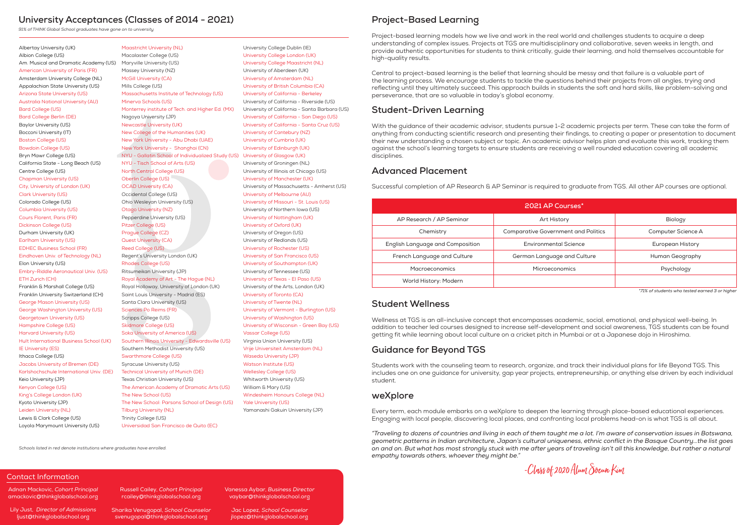## University Acceptances (Classes of 2014 - 2021)

*91% of THINK Global School graduates have gone on to university*

Albertay University (UK)
Albion College (US)
Am. Musical and Dramatic Academy (US)
American University of Paris (FR)
Amsterdam University College (NL)
Appalachian State University (US)
Arizona State University (US)
Australia National University (AU)
Bard College (US)
Bard College Berlin (DE)
Baylor University (US)
Bocconi University (IT)
Boston College (US)
Bowdoin College (US)
Bryn Mawr College (US)
California State - Long Beach (US)
Centre College (US)
Chapman University (US)
City, University of London (UK)
Clark University (US)
Colorado College (US)
Columbia University (US)
Cours Florent, Paris (FR)
Dickinson College (US)
Durham University (UK)
Earlham University (US)
EDHEC Business School (FR)
Eindhoven Univ. of Technology (NL)
Elon University (US)
Embry-Riddle Aeronautical Univ. (US)
ETH Zurich (CH)
Franklin & Marshall College (US)
Franklin University Switzerland (CH)
George Mason University (US)
George Washington University (US)
Georgetown University (US)
Hampshire College (US)
Harvard University (US)
Hult International Business School (UK)
IE University (ES)
Ithaca College (US)
Jacobs University of Bremen (DE)
Karlshochschule International Univ. (DE)
Keio University (JP)
Kenyon College (US)
King's College London (UK)
Kyoto University (JP)
Leiden University (NL)
Lewis & Clark College (US)
Loyola Marymount University (US)
Maastricht University (NL)
Macalaster College (US)
Maryville University (US)
Massey University (NZ)
McGill University (CA)
Mills College (US)
Massachusetts Institute of Technology (US)
Minerva Schools (US)
Monterrey institute of Tech. and Higher Ed. (MX)
Nagoya University (JP)
Newcastle University (UK)
New College of the Humanities (UK)
New York University - Abu Dhabi (UAE)
New York University - Shanghai (CN)
NYU - Gallatin School of Individualized Study (US)
NYU - Tisch School of Arts (US)
North Central College (US)
Oberlin College (US)
OCAD University (CA)
Occidental College (US)
Ohio Wesleyan University (US)
Otago University (NZ)
Pepperdine University (US)
Pitzer College (US)
Prague College (CZ)
Quest University (CA)
Reed College (US)
Regent's University London (UK)
Rhodes College (US)
Ritsumeikan University (JP)
Royal Academy of Art - The Hague (NL)
Royal Holloway, University of London (UK)
Saint Louis University - Madrid (ES)
Santa Clara University (US)
Sciences Po Reims (FR)
Scripps College (US)
Skidmore College (US)
Soka University of America (US)
Southern Illinois University - Edwardsville (US)
Southern Methodist University (US)
Swarthmore College (US)
Syracuse University (US)
Technical University of Munich (DE)
Texas Christian University (US)
The American Academy of Dramatic Arts (US)
The New School (US)
The New School: Parsons School of Design (US)
Tilburg University (NL)
Trinity College (US)
Universidad San Francisco de Quito (EC)
University College Dublin (IE)
University College London (UK)
University College Maastricht (NL)
University of Aberdeen (UK)
University of Amsterdam (NL)
University of British Columbia (CA)
University of California - Berkeley
University of California - Riverside (US)
University of California - Santa Barbara (US)
University of California - San Diego (US)
University of California - Santa Cruz (US)
University of Cantebury (NZ)
University of Cumbria (UK)
University of Edinburgh (UK)
University of Glasgow (UK)
University of Groningen (NL)
University of Illinois at Chicago (US)
University of Manchester (UK)
University of Massachusetts - Amherst (US)
University of Melbourne (AU)
University of Missouri - St. Louis (US)
University of Northern Iowa (US)
University of Nottingham (UK)
University of Oxford (UK)
University of Oregon (US)
University of Redlands (US)
University of Rochester (US)
University of San Francisco (US)
University of Southampton (UK)
University of Tennessee (US)
University of Texas - El Paso (US)
University of the Arts, London (UK)
University of Toronto (CA)
University of Twente (NL)
University of Vermont - Burlington (US)
University of Washington (US)
University of Wisconsin - Green Bay (US)
Vassar College (US)
Virginia Union University (US)
Vrije Universiteit Amsterdam (NL)
Waseda University (JP)
Watson Institute (US)
Wellesley College (US)
Whitworth University (US)
William & Mary (US)
Windesheim Honours College (NL)
Yale University (US)
Yamanashi Gakuin University (JP)

*Schools listed in red denote institutions where graduates have enrolled.*

## Contact Information

Adnan Mackovic, *Cohort Principal*
amackovic@thinkglobalschool.org

Russell Cailey, *Cohort Principal*
rcailey@thinkglobalschool.org

Vanessa Aybar, *Business Director*
vaybar@thinkglobalschool.org

Lily Just, *Director of Admissions*
ljust@thinkglobalschool.org

Sharika Venugopal, *School Counselor*
svenugopal@thinkglobalschool.org

Jac Lopez, *School Counselor*
jlopez@thinkglobalschool.org

## Project-Based Learning

Project-based learning models how we live and work in the real world and challenges students to acquire a deep understanding of complex issues. Projects at TGS are multidisciplinary and collaborative, seven weeks in length, and provide authentic opportunities for students to think critically, guide their learning, and hold themselves accountable for high-quality results.

Central to project-based learning is the belief that learning should be messy and that failure is a valuable part of the learning process. We encourage students to tackle the questions behind their projects from all angles, trying and reflecting until they ultimately succeed. This approach builds in students the soft and hard skills, like problem-solving and perseverance, that are so valuable in today's global economy.

## Student-Driven Learning

With the guidance of their academic advisor, students pursue 1-2 academic projects per term. These can take the form of anything from conducting scientific research and presenting their findings, to creating a paper or presentation to document their new understanding a chosen subject or topic. An academic advisor helps plan and evaluate this work, tracking them against the school's learning targets to ensure students are receiving a well rounded education covering all academic disciplines.

## Advanced Placement

Successful completion of AP Research & AP Seminar is required to graduate from TGS. All other AP courses are optional.

| 2021 AP Courses* | | |
|---|---|---|
| AP Research / AP Seminar | Art History | Biology |
| Chemistry | Comparative Government and Politics | Computer Science A |
| English Language and Composition | Environmental Science | European History |
| French Language and Culture | German Language and Culture | Human Geography |
| Macroeconomics | Microeconomics | Psychology |
| World History: Modern | | |

*\*71% of students who tested earned 3 or higher*

## Student Wellness

Wellness at TGS is an all-inclusive concept that encompasses academic, social, emotional, and physical well-being. In addition to teacher led courses designed to increase self-development and social awareness, TGS students can be found getting fit while learning about local culture on a cricket pitch in Mumbai or at a Japanese dojo in Hiroshima.

## Guidance for Beyond TGS

Students work with the counseling team to research, organize, and track their individual plans for life Beyond TGS. This includes one on one guidance for university, gap year projects, entrepreneurship, or anything else driven by each individual student.

## weXplore

Every term, each module embarks on a weXplore to deepen the learning through place-based educational experiences. Engaging with local people, discovering local places, and confronting local problems head-on is what TGS is all about.

*"Traveling to dozens of countries and living in each of them taught me a lot. I'm aware of conservation issues in Botswana, geometric patterns in Indian architecture, Japan's cultural uniqueness, ethnic conflict in the Basque Country...the list goes on and on. But what has most strongly stuck with me after years of traveling isn't all this knowledge, but rather a natural empathy towards others, whoever they might be."*

-Class of 2020 Alum Soeun Kim